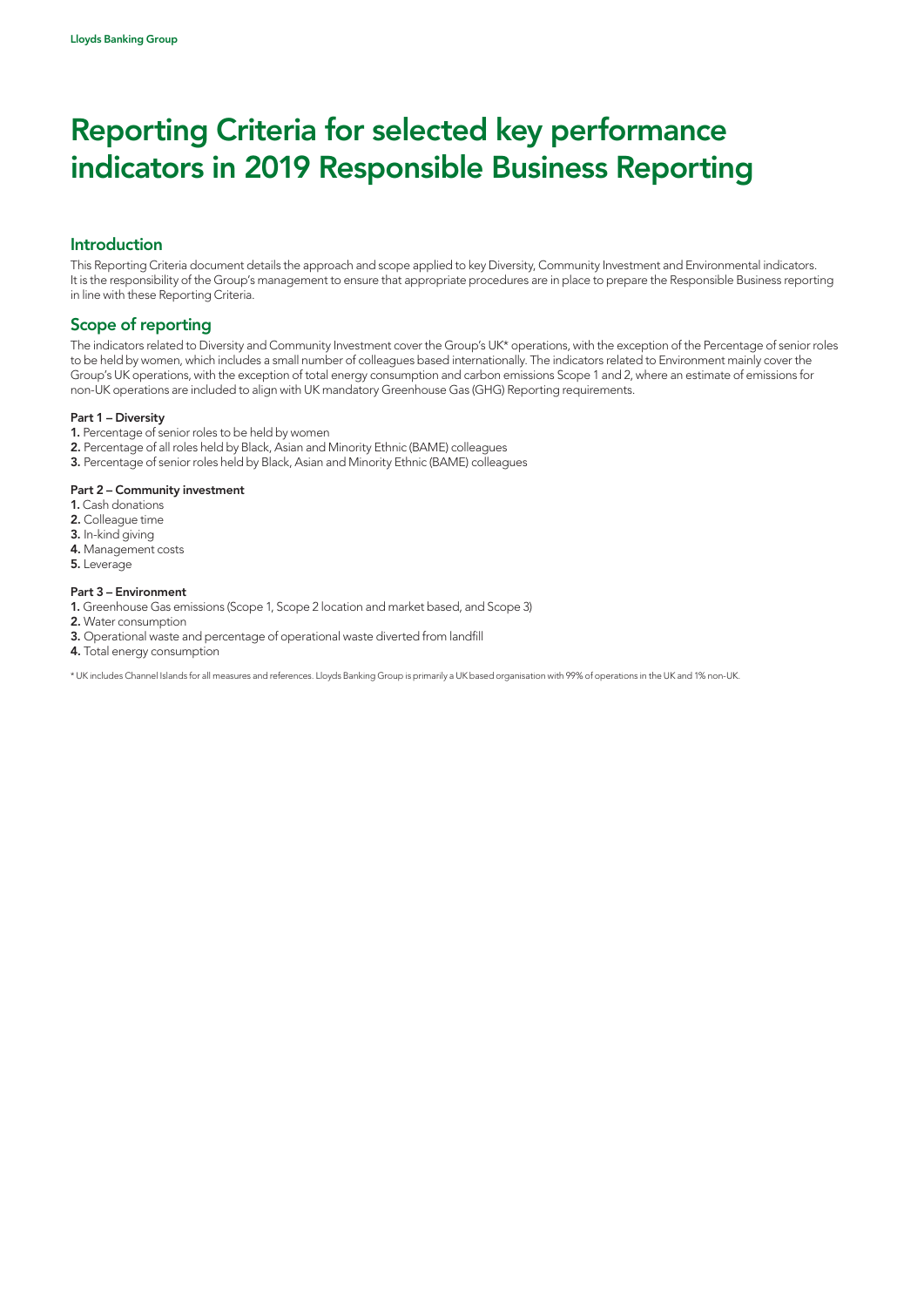Lloyds Banking Group

# Reporting Criteria for selected key performance indicators in 2019 Responsible Business Reporting

## Introduction

This Reporting Criteria document details the approach and scope applied to key Diversity, Community Investment and Environmental indicators. It is the responsibility of the Group's management to ensure that appropriate procedures are in place to prepare the Responsible Business reporting in line with these Reporting Criteria.

## Scope of reporting

The indicators related to Diversity and Community Investment cover the Group's UK* operations, with the exception of the Percentage of senior roles to be held by women, which includes a small number of colleagues based internationally. The indicators related to Environment mainly cover the Group's UK operations, with the exception of total energy consumption and carbon emissions Scope 1 and 2, where an estimate of emissions for non-UK operations are included to align with UK mandatory Greenhouse Gas (GHG) Reporting requirements.

**Part 1 – Diversity**

1. Percentage of senior roles to be held by women
2. Percentage of all roles held by Black, Asian and Minority Ethnic (BAME) colleagues
3. Percentage of senior roles held by Black, Asian and Minority Ethnic (BAME) colleagues

**Part 2 – Community investment**

1. Cash donations
2. Colleague time
3. In-kind giving
4. Management costs
5. Leverage

**Part 3 – Environment**

1. Greenhouse Gas emissions (Scope 1, Scope 2 location and market based, and Scope 3)
2. Water consumption
3. Operational waste and percentage of operational waste diverted from landfill
4. Total energy consumption

* UK includes Channel Islands for all measures and references. Lloyds Banking Group is primarily a UK based organisation with 99% of operations in the UK and 1% non-UK.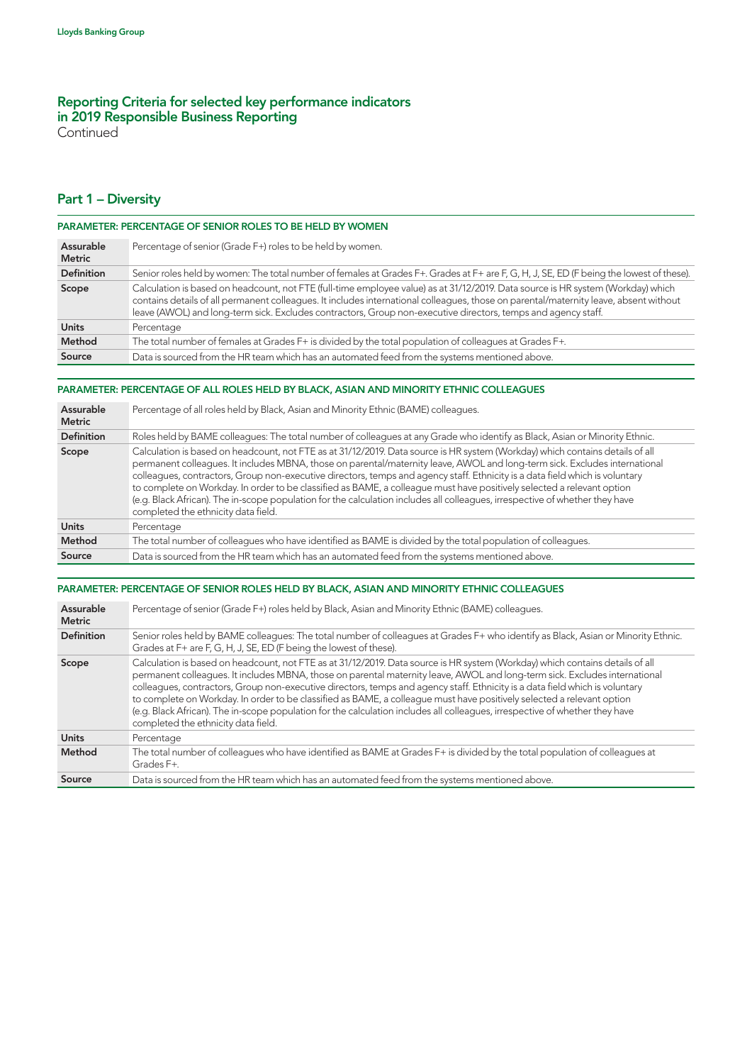## Reporting Criteria for selected key performance indicators in 2019 Responsible Business Reporting
Continued

## Part 1 – Diversity

### PARAMETER: PERCENTAGE OF SENIOR ROLES TO BE HELD BY WOMEN

| | |
|---|---|
| **Assurable Metric** | Percentage of senior (Grade F+) roles to be held by women. |
| **Definition** | Senior roles held by women: The total number of females at Grades F+. Grades at F+ are F, G, H, J, SE, ED (F being the lowest of these). |
| **Scope** | Calculation is based on headcount, not FTE (full-time employee value) as at 31/12/2019. Data source is HR system (Workday) which contains details of all permanent colleagues. It includes international colleagues, those on parental/maternity leave, absent without leave (AWOL) and long-term sick. Excludes contractors, Group non-executive directors, temps and agency staff. |
| **Units** | Percentage |
| **Method** | The total number of females at Grades F+ is divided by the total population of colleagues at Grades F+. |
| **Source** | Data is sourced from the HR team which has an automated feed from the systems mentioned above. |

### PARAMETER: PERCENTAGE OF ALL ROLES HELD BY BLACK, ASIAN AND MINORITY ETHNIC COLLEAGUES

| | |
|---|---|
| **Assurable Metric** | Percentage of all roles held by Black, Asian and Minority Ethnic (BAME) colleagues. |
| **Definition** | Roles held by BAME colleagues: The total number of colleagues at any Grade who identify as Black, Asian or Minority Ethnic. |
| **Scope** | Calculation is based on headcount, not FTE as at 31/12/2019. Data source is HR system (Workday) which contains details of all permanent colleagues. It includes MBNA, those on parental/maternity leave, AWOL and long-term sick. Excludes international colleagues, contractors, Group non-executive directors, temps and agency staff. Ethnicity is a data field which is voluntary to complete on Workday. In order to be classified as BAME, a colleague must have positively selected a relevant option (e.g. Black African). The in-scope population for the calculation includes all colleagues, irrespective of whether they have completed the ethnicity data field. |
| **Units** | Percentage |
| **Method** | The total number of colleagues who have identified as BAME is divided by the total population of colleagues. |
| **Source** | Data is sourced from the HR team which has an automated feed from the systems mentioned above. |

### PARAMETER: PERCENTAGE OF SENIOR ROLES HELD BY BLACK, ASIAN AND MINORITY ETHNIC COLLEAGUES

| | |
|---|---|
| **Assurable Metric** | Percentage of senior (Grade F+) roles held by Black, Asian and Minority Ethnic (BAME) colleagues. |
| **Definition** | Senior roles held by BAME colleagues: The total number of colleagues at Grades F+ who identify as Black, Asian or Minority Ethnic. Grades at F+ are F, G, H, J, SE, ED (F being the lowest of these). |
| **Scope** | Calculation is based on headcount, not FTE as at 31/12/2019. Data source is HR system (Workday) which contains details of all permanent colleagues. It includes MBNA, those on parental maternity leave, AWOL and long-term sick. Excludes international colleagues, contractors, Group non-executive directors, temps and agency staff. Ethnicity is a data field which is voluntary to complete on Workday. In order to be classified as BAME, a colleague must have positively selected a relevant option (e.g. Black African). The in-scope population for the calculation includes all colleagues, irrespective of whether they have completed the ethnicity data field. |
| **Units** | Percentage |
| **Method** | The total number of colleagues who have identified as BAME at Grades F+ is divided by the total population of colleagues at Grades F+. |
| **Source** | Data is sourced from the HR team which has an automated feed from the systems mentioned above. |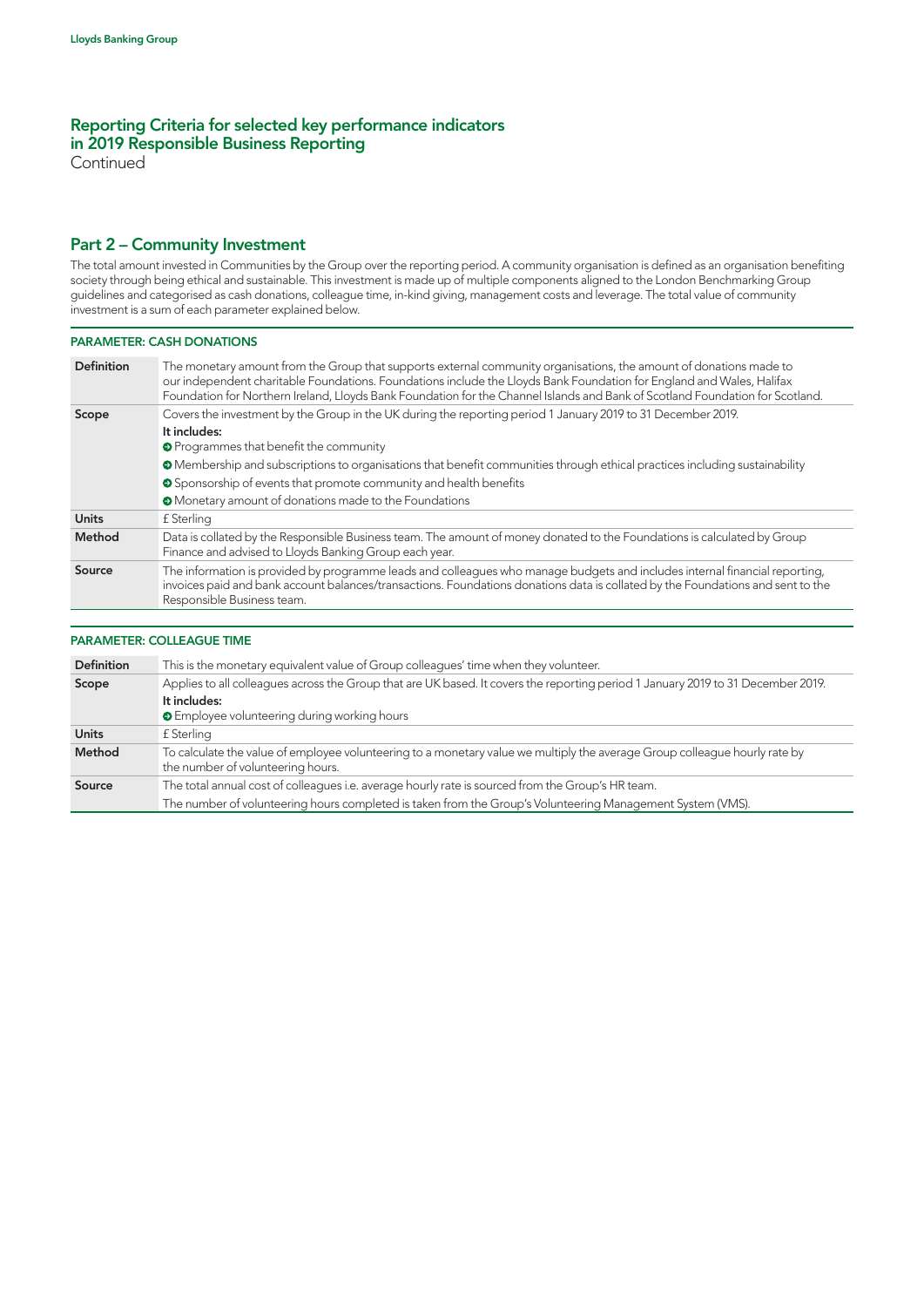## Reporting Criteria for selected key performance indicators in 2019 Responsible Business Reporting

Continued

## Part 2 – Community Investment

The total amount invested in Communities by the Group over the reporting period. A community organisation is defined as an organisation benefiting society through being ethical and sustainable. This investment is made up of multiple components aligned to the London Benchmarking Group guidelines and categorised as cash donations, colleague time, in-kind giving, management costs and leverage. The total value of community investment is a sum of each parameter explained below.

### PARAMETER: CASH DONATIONS

| | |
|---|---|
| **Definition** | The monetary amount from the Group that supports external community organisations, the amount of donations made to our independent charitable Foundations. Foundations include the Lloyds Bank Foundation for England and Wales, Halifax Foundation for Northern Ireland, Lloyds Bank Foundation for the Channel Islands and Bank of Scotland Foundation for Scotland. |
| **Scope** | Covers the investment by the Group in the UK during the reporting period 1 January 2019 to 31 December 2019.<br>**It includes:**<br>➔ Programmes that benefit the community<br>➔ Membership and subscriptions to organisations that benefit communities through ethical practices including sustainability<br>➔ Sponsorship of events that promote community and health benefits<br>➔ Monetary amount of donations made to the Foundations |
| **Units** | £ Sterling |
| **Method** | Data is collated by the Responsible Business team. The amount of money donated to the Foundations is calculated by Group Finance and advised to Lloyds Banking Group each year. |
| **Source** | The information is provided by programme leads and colleagues who manage budgets and includes internal financial reporting, invoices paid and bank account balances/transactions. Foundations donations data is collated by the Foundations and sent to the Responsible Business team. |

### PARAMETER: COLLEAGUE TIME

| | |
|---|---|
| **Definition** | This is the monetary equivalent value of Group colleagues' time when they volunteer. |
| **Scope** | Applies to all colleagues across the Group that are UK based. It covers the reporting period 1 January 2019 to 31 December 2019.<br>**It includes:**<br>➔ Employee volunteering during working hours |
| **Units** | £ Sterling |
| **Method** | To calculate the value of employee volunteering to a monetary value we multiply the average Group colleague hourly rate by the number of volunteering hours. |
| **Source** | The total annual cost of colleagues i.e. average hourly rate is sourced from the Group's HR team.<br>The number of volunteering hours completed is taken from the Group's Volunteering Management System (VMS). |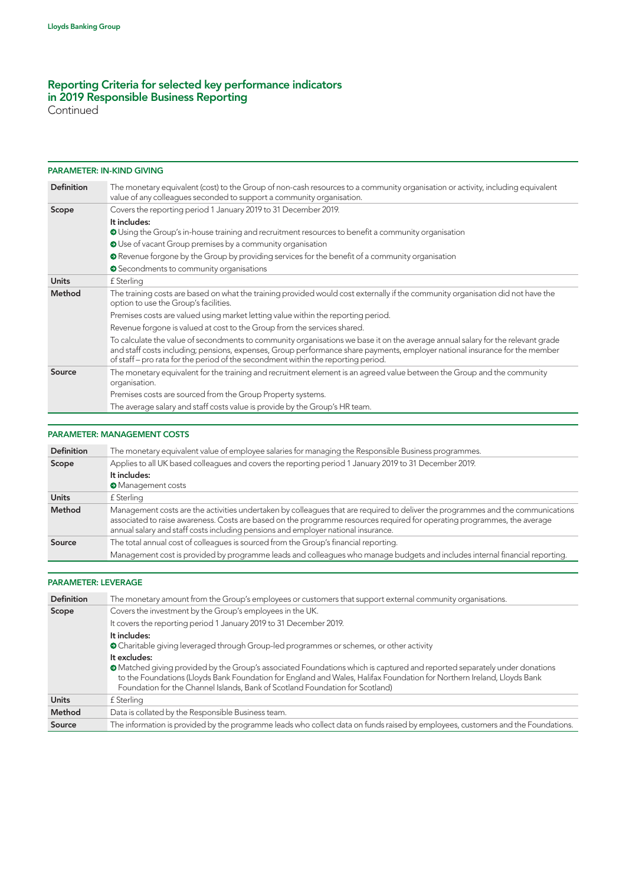## Reporting Criteria for selected key performance indicators in 2019 Responsible Business Reporting

Continued

### PARAMETER: IN-KIND GIVING

| | |
|---|---|
| **Definition** | The monetary equivalent (cost) to the Group of non-cash resources to a community organisation or activity, including equivalent value of any colleagues seconded to support a community organisation. |
| **Scope** | Covers the reporting period 1 January 2019 to 31 December 2019.<br>**It includes:**<br>➔ Using the Group's in-house training and recruitment resources to benefit a community organisation<br>➔ Use of vacant Group premises by a community organisation<br>➔ Revenue forgone by the Group by providing services for the benefit of a community organisation<br>➔ Secondments to community organisations |
| **Units** | £ Sterling |
| **Method** | The training costs are based on what the training provided would cost externally if the community organisation did not have the option to use the Group's facilities.<br>Premises costs are valued using market letting value within the reporting period.<br>Revenue forgone is valued at cost to the Group from the services shared.<br>To calculate the value of secondments to community organisations we base it on the average annual salary for the relevant grade and staff costs including; pensions, expenses, Group performance share payments, employer national insurance for the member of staff – pro rata for the period of the secondment within the reporting period. |
| **Source** | The monetary equivalent for the training and recruitment element is an agreed value between the Group and the community organisation.<br>Premises costs are sourced from the Group Property systems.<br>The average salary and staff costs value is provide by the Group's HR team. |

### PARAMETER: MANAGEMENT COSTS

| | |
|---|---|
| **Definition** | The monetary equivalent value of employee salaries for managing the Responsible Business programmes. |
| **Scope** | Applies to all UK based colleagues and covers the reporting period 1 January 2019 to 31 December 2019.<br>**It includes:**<br>➔ Management costs |
| **Units** | £ Sterling |
| **Method** | Management costs are the activities undertaken by colleagues that are required to deliver the programmes and the communications associated to raise awareness. Costs are based on the programme resources required for operating programmes, the average annual salary and staff costs including pensions and employer national insurance. |
| **Source** | The total annual cost of colleagues is sourced from the Group's financial reporting.<br>Management cost is provided by programme leads and colleagues who manage budgets and includes internal financial reporting. |

### PARAMETER: LEVERAGE

| | |
|---|---|
| **Definition** | The monetary amount from the Group's employees or customers that support external community organisations. |
| **Scope** | Covers the investment by the Group's employees in the UK.<br>It covers the reporting period 1 January 2019 to 31 December 2019.<br>**It includes:**<br>➔ Charitable giving leveraged through Group-led programmes or schemes, or other activity<br>**It excludes:**<br>➔ Matched giving provided by the Group's associated Foundations which is captured and reported separately under donations to the Foundations (Lloyds Bank Foundation for England and Wales, Halifax Foundation for Northern Ireland, Lloyds Bank Foundation for the Channel Islands, Bank of Scotland Foundation for Scotland) |
| **Units** | £ Sterling |
| **Method** | Data is collated by the Responsible Business team. |
| **Source** | The information is provided by the programme leads who collect data on funds raised by employees, customers and the Foundations. |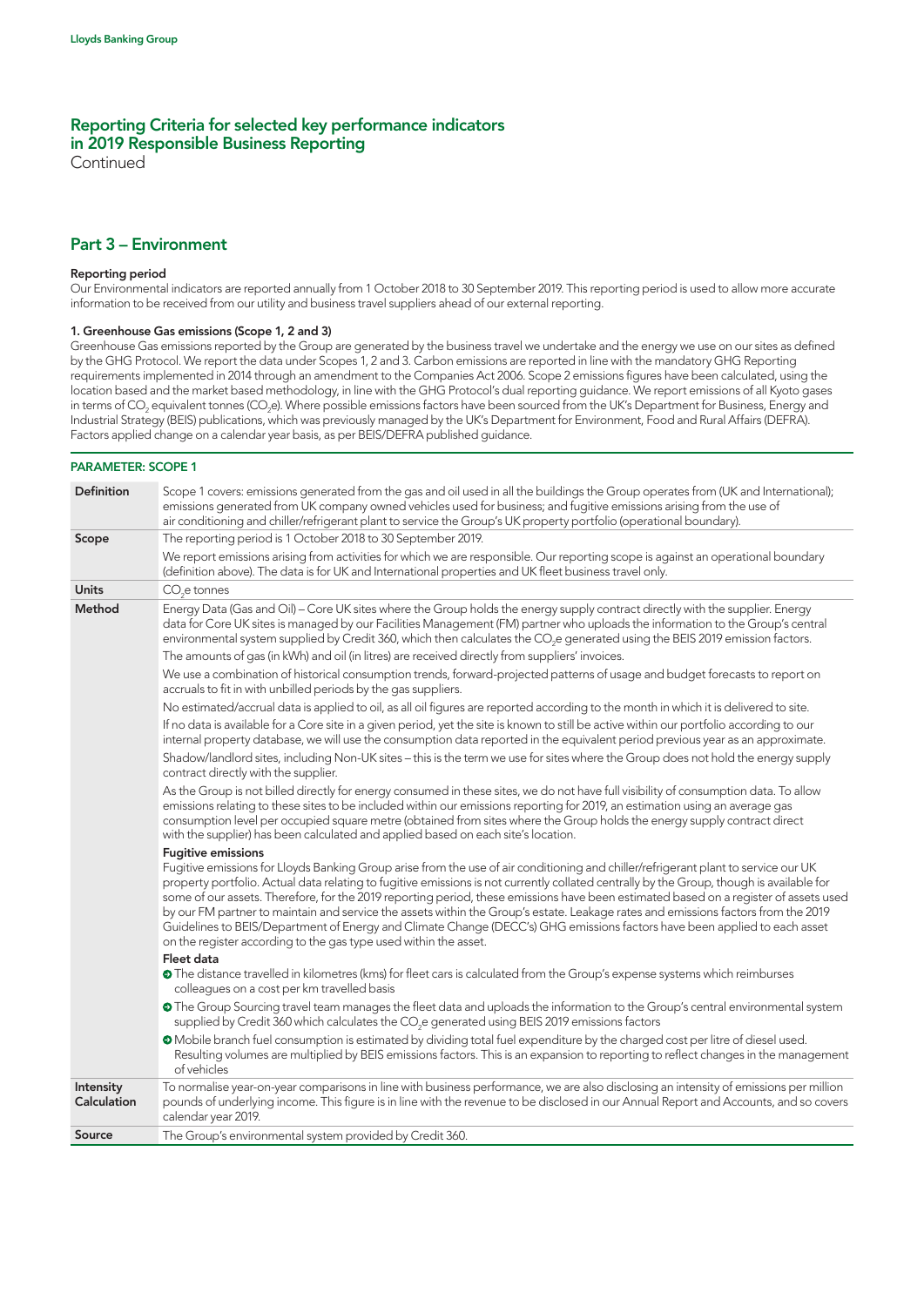# Reporting Criteria for selected key performance indicators in 2019 Responsible Business Reporting

Continued

## Part 3 – Environment

**Reporting period**

Our Environmental indicators are reported annually from 1 October 2018 to 30 September 2019. This reporting period is used to allow more accurate information to be received from our utility and business travel suppliers ahead of our external reporting.

**1. Greenhouse Gas emissions (Scope 1, 2 and 3)**

Greenhouse Gas emissions reported by the Group are generated by the business travel we undertake and the energy we use on our sites as defined by the GHG Protocol. We report the data under Scopes 1, 2 and 3. Carbon emissions are reported in line with the mandatory GHG Reporting requirements implemented in 2014 through an amendment to the Companies Act 2006. Scope 2 emissions figures have been calculated, using the location based and the market based methodology, in line with the GHG Protocol's dual reporting guidance. We report emissions of all Kyoto gases in terms of $CO_2$ equivalent tonnes ($CO_2e$). Where possible emissions factors have been sourced from the UK's Department for Business, Energy and Industrial Strategy (BEIS) publications, which was previously managed by the UK's Department for Environment, Food and Rural Affairs (DEFRA). Factors applied change on a calendar year basis, as per BEIS/DEFRA published guidance.

**PARAMETER: SCOPE 1**

| | |
|---|---|
| **Definition** | Scope 1 covers: emissions generated from the gas and oil used in all the buildings the Group operates from (UK and International); emissions generated from UK company owned vehicles used for business; and fugitive emissions arising from the use of air conditioning and chiller/refrigerant plant to service the Group's UK property portfolio (operational boundary). |
| **Scope** | The reporting period is 1 October 2018 to 30 September 2019.<br><br>We report emissions arising from activities for which we are responsible. Our reporting scope is against an operational boundary (definition above). The data is for UK and International properties and UK fleet business travel only. |
| **Units** | $CO_2e$ tonnes |
| **Method** | Energy Data (Gas and Oil) – Core UK sites where the Group holds the energy supply contract directly with the supplier. Energy data for Core UK sites is managed by our Facilities Management (FM) partner who uploads the information to the Group's central environmental system supplied by Credit 360, which then calculates the $CO_2e$ generated using the BEIS 2019 emission factors.<br><br>The amounts of gas (in kWh) and oil (in litres) are received directly from suppliers' invoices.<br><br>We use a combination of historical consumption trends, forward-projected patterns of usage and budget forecasts to report on accruals to fit in with unbilled periods by the gas suppliers.<br><br>No estimated/accrual data is applied to oil, as all oil figures are reported according to the month in which it is delivered to site.<br><br>If no data is available for a Core site in a given period, yet the site is known to still be active within our portfolio according to our internal property database, we will use the consumption data reported in the equivalent period previous year as an approximate.<br><br>Shadow/landlord sites, including Non-UK sites – this is the term we use for sites where the Group does not hold the energy supply contract directly with the supplier.<br><br>As the Group is not billed directly for energy consumed in these sites, we do not have full visibility of consumption data. To allow emissions relating to these sites to be included within our emissions reporting for 2019, an estimation using an average gas consumption level per occupied square metre (obtained from sites where the Group holds the energy supply contract direct with the supplier) has been calculated and applied based on each site's location.<br><br>**Fugitive emissions**<br>Fugitive emissions for Lloyds Banking Group arise from the use of air conditioning and chiller/refrigerant plant to service our UK property portfolio. Actual data relating to fugitive emissions is not currently collated centrally by the Group, though is available for some of our assets. Therefore, for the 2019 reporting period, these emissions have been estimated based on a register of assets used by our FM partner to maintain and service the assets within the Group's estate. Leakage rates and emissions factors from the 2019 Guidelines to BEIS/Department of Energy and Climate Change (DECC's) GHG emissions factors have been applied to each asset on the register according to the gas type used within the asset.<br><br>**Fleet data**<br>• The distance travelled in kilometres (kms) for fleet cars is calculated from the Group's expense systems which reimburses colleagues on a cost per km travelled basis<br>• The Group Sourcing travel team manages the fleet data and uploads the information to the Group's central environmental system supplied by Credit 360 which calculates the $CO_2e$ generated using BEIS 2019 emissions factors<br>• Mobile branch fuel consumption is estimated by dividing total fuel expenditure by the charged cost per litre of diesel used. Resulting volumes are multiplied by BEIS emissions factors. This is an expansion to reporting to reflect changes in the management of vehicles |
| **Intensity Calculation** | To normalise year-on-year comparisons in line with business performance, we are also disclosing an intensity of emissions per million pounds of underlying income. This figure is in line with the revenue to be disclosed in our Annual Report and Accounts, and so covers calendar year 2019. |
| **Source** | The Group's environmental system provided by Credit 360. |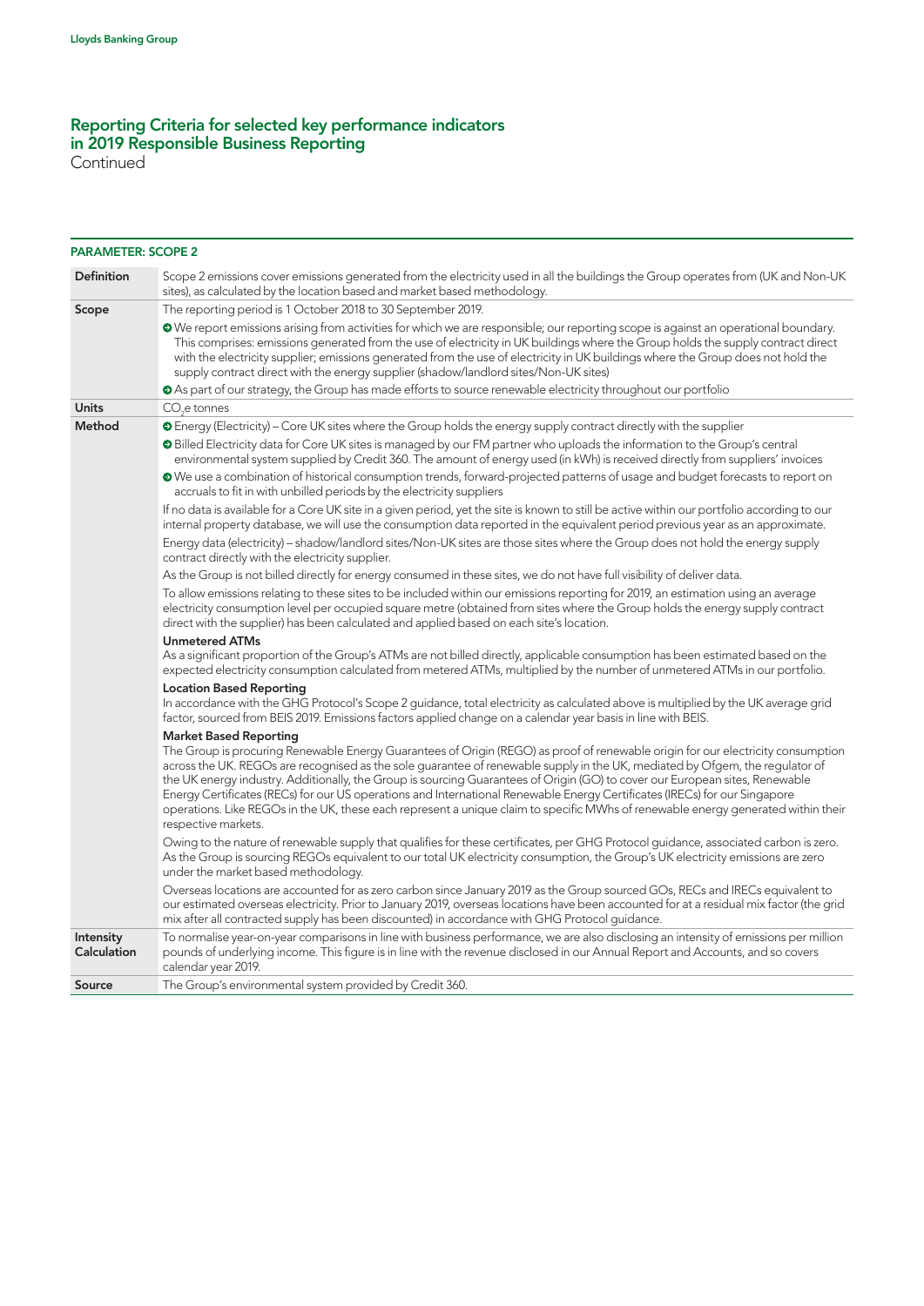## Reporting Criteria for selected key performance indicators in 2019 Responsible Business Reporting

Continued

**PARAMETER: SCOPE 2**

| | |
|---|---|
| **Definition** | Scope 2 emissions cover emissions generated from the electricity used in all the buildings the Group operates from (UK and Non-UK sites), as calculated by the location based and market based methodology. |
| **Scope** | The reporting period is 1 October 2018 to 30 September 2019.<br>• We report emissions arising from activities for which we are responsible; our reporting scope is against an operational boundary. This comprises: emissions generated from the use of electricity in UK buildings where the Group holds the supply contract direct with the electricity supplier; emissions generated from the use of electricity in UK buildings where the Group does not hold the supply contract direct with the energy supplier (shadow/landlord sites/Non-UK sites)<br>• As part of our strategy, the Group has made efforts to source renewable electricity throughout our portfolio |
| **Units** | $CO_2e$ tonnes |
| **Method** | • Energy (Electricity) – Core UK sites where the Group holds the energy supply contract directly with the supplier<br>• Billed Electricity data for Core UK sites is managed by our FM partner who uploads the information to the Group's central environmental system supplied by Credit 360. The amount of energy used (in kWh) is received directly from suppliers' invoices<br>• We use a combination of historical consumption trends, forward-projected patterns of usage and budget forecasts to report on accruals to fit in with unbilled periods by the electricity suppliers<br>If no data is available for a Core UK site in a given period, yet the site is known to still be active within our portfolio according to our internal property database, we will use the consumption data reported in the equivalent period previous year as an approximate.<br>Energy data (electricity) – shadow/landlord sites/Non-UK sites are those sites where the Group does not hold the energy supply contract directly with the electricity supplier.<br>As the Group is not billed directly for energy consumed in these sites, we do not have full visibility of deliver data.<br>To allow emissions relating to these sites to be included within our emissions reporting for 2019, an estimation using an average electricity consumption level per occupied square metre (obtained from sites where the Group holds the energy supply contract direct with the supplier) has been calculated and applied based on each site's location.<br>**Unmetered ATMs**<br>As a significant proportion of the Group's ATMs are not billed directly, applicable consumption has been estimated based on the expected electricity consumption calculated from metered ATMs, multiplied by the number of unmetered ATMs in our portfolio.<br>**Location Based Reporting**<br>In accordance with the GHG Protocol's Scope 2 guidance, total electricity as calculated above is multiplied by the UK average grid factor, sourced from BEIS 2019. Emissions factors applied change on a calendar year basis in line with BEIS.<br>**Market Based Reporting**<br>The Group is procuring Renewable Energy Guarantees of Origin (REGO) as proof of renewable origin for our electricity consumption across the UK. REGOs are recognised as the sole guarantee of renewable supply in the UK, mediated by Ofgem, the regulator of the UK energy industry. Additionally, the Group is sourcing Guarantees of Origin (GO) to cover our European sites, Renewable Energy Certificates (RECs) for our US operations and International Renewable Energy Certificates (IRECs) for our Singapore operations. Like REGOs in the UK, these each represent a unique claim to specific MWhs of renewable energy generated within their respective markets.<br>Owing to the nature of renewable supply that qualifies for these certificates, per GHG Protocol guidance, associated carbon is zero. As the Group is sourcing REGOs equivalent to our total UK electricity consumption, the Group's UK electricity emissions are zero under the market based methodology.<br>Overseas locations are accounted for as zero carbon since January 2019 as the Group sourced GOs, RECs and IRECs equivalent to our estimated overseas electricity. Prior to January 2019, overseas locations have been accounted for at a residual mix factor (the grid mix after all contracted supply has been discounted) in accordance with GHG Protocol guidance. |
| **Intensity Calculation** | To normalise year-on-year comparisons in line with business performance, we are also disclosing an intensity of emissions per million pounds of underlying income. This figure is in line with the revenue disclosed in our Annual Report and Accounts, and so covers calendar year 2019. |
| **Source** | The Group's environmental system provided by Credit 360. |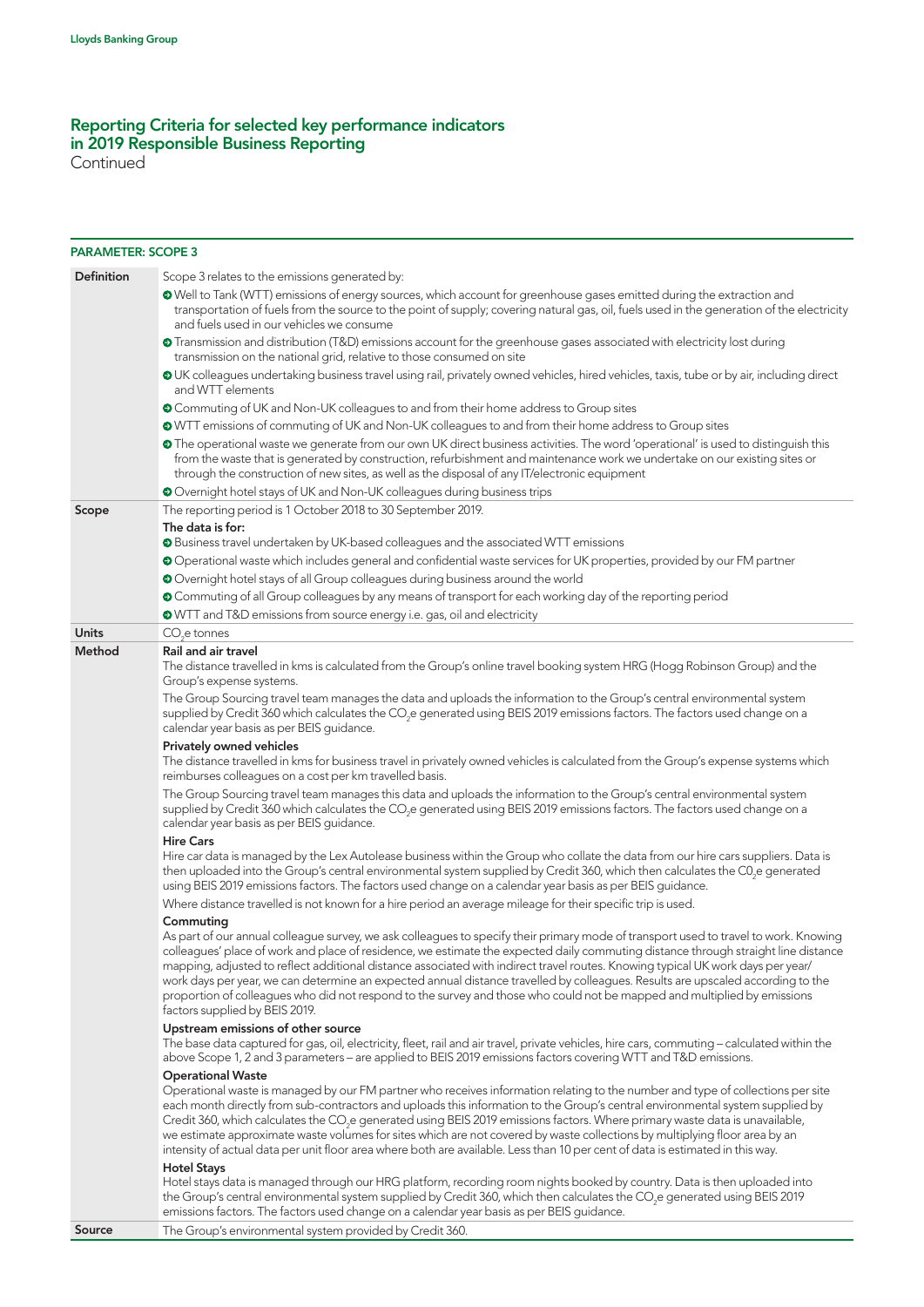Lloyds Banking Group

# Reporting Criteria for selected key performance indicators in 2019 Responsible Business Reporting

Continued

## PARAMETER: SCOPE 3

| | |
|---|---|
| **Definition** | Scope 3 relates to the emissions generated by:<br>• Well to Tank (WTT) emissions of energy sources, which account for greenhouse gases emitted during the extraction and transportation of fuels from the source to the point of supply; covering natural gas, oil, fuels used in the generation of the electricity and fuels used in our vehicles we consume<br>• Transmission and distribution (T&D) emissions account for the greenhouse gases associated with electricity lost during transmission on the national grid, relative to those consumed on site<br>• UK colleagues undertaking business travel using rail, privately owned vehicles, hired vehicles, taxis, tube or by air, including direct and WTT elements<br>• Commuting of UK and Non-UK colleagues to and from their home address to Group sites<br>• WTT emissions of commuting of UK and Non-UK colleagues to and from their home address to Group sites<br>• The operational waste we generate from our own UK direct business activities. The word 'operational' is used to distinguish this from the waste that is generated by construction, refurbishment and maintenance work we undertake on our existing sites or through the construction of new sites, as well as the disposal of any IT/electronic equipment<br>• Overnight hotel stays of UK and Non-UK colleagues during business trips |
| **Scope** | The reporting period is 1 October 2018 to 30 September 2019.<br>**The data is for:**<br>• Business travel undertaken by UK-based colleagues and the associated WTT emissions<br>• Operational waste which includes general and confidential waste services for UK properties, provided by our FM partner<br>• Overnight hotel stays of all Group colleagues during business around the world<br>• Commuting of all Group colleagues by any means of transport for each working day of the reporting period<br>• WTT and T&D emissions from source energy i.e. gas, oil and electricity |
| **Units** | $CO_2$e tonnes |
| **Method** | **Rail and air travel**<br>The distance travelled in kms is calculated from the Group's online travel booking system HRG (Hogg Robinson Group) and the Group's expense systems.<br>The Group Sourcing travel team manages the data and uploads the information to the Group's central environmental system supplied by Credit 360 which calculates the $CO_2$e generated using BEIS 2019 emissions factors. The factors used change on a calendar year basis as per BEIS guidance.<br>**Privately owned vehicles**<br>The distance travelled in kms for business travel in privately owned vehicles is calculated from the Group's expense systems which reimburses colleagues on a cost per km travelled basis.<br>The Group Sourcing travel team manages this data and uploads the information to the Group's central environmental system supplied by Credit 360 which calculates the $CO_2$e generated using BEIS 2019 emissions factors. The factors used change on a calendar year basis as per BEIS guidance.<br>**Hire Cars**<br>Hire car data is managed by the Lex Autolease business within the Group who collate the data from our hire cars suppliers. Data is then uploaded into the Group's central environmental system supplied by Credit 360, which then calculates the $C0_2$e generated using BEIS 2019 emissions factors. The factors used change on a calendar year basis as per BEIS guidance.<br>Where distance travelled is not known for a hire period an average mileage for their specific trip is used.<br>**Commuting**<br>As part of our annual colleague survey, we ask colleagues to specify their primary mode of transport used to travel to work. Knowing colleagues' place of work and place of residence, we estimate the expected daily commuting distance through straight line distance mapping, adjusted to reflect additional distance associated with indirect travel routes. Knowing typical UK work days per year/work days per year, we can determine an expected annual distance travelled by colleagues. Results are upscaled according to the proportion of colleagues who did not respond to the survey and those who could not be mapped and multiplied by emissions factors supplied by BEIS 2019.<br>**Upstream emissions of other source**<br>The base data captured for gas, oil, electricity, fleet, rail and air travel, private vehicles, hire cars, commuting – calculated within the above Scope 1, 2 and 3 parameters – are applied to BEIS 2019 emissions factors covering WTT and T&D emissions.<br>**Operational Waste**<br>Operational waste is managed by our FM partner who receives information relating to the number and type of collections per site each month directly from sub-contractors and uploads this information to the Group's central environmental system supplied by Credit 360, which calculates the $CO_2$e generated using BEIS 2019 emissions factors. Where primary waste data is unavailable, we estimate approximate waste volumes for sites which are not covered by waste collections by multiplying floor area by an intensity of actual data per unit floor area where both are available. Less than 10 per cent of data is estimated in this way.<br>**Hotel Stays**<br>Hotel stays data is managed through our HRG platform, recording room nights booked by country. Data is then uploaded into the Group's central environmental system supplied by Credit 360, which then calculates the $CO_2$e generated using BEIS 2019 emissions factors. The factors used change on a calendar year basis as per BEIS guidance. |
| **Source** | The Group's environmental system provided by Credit 360. |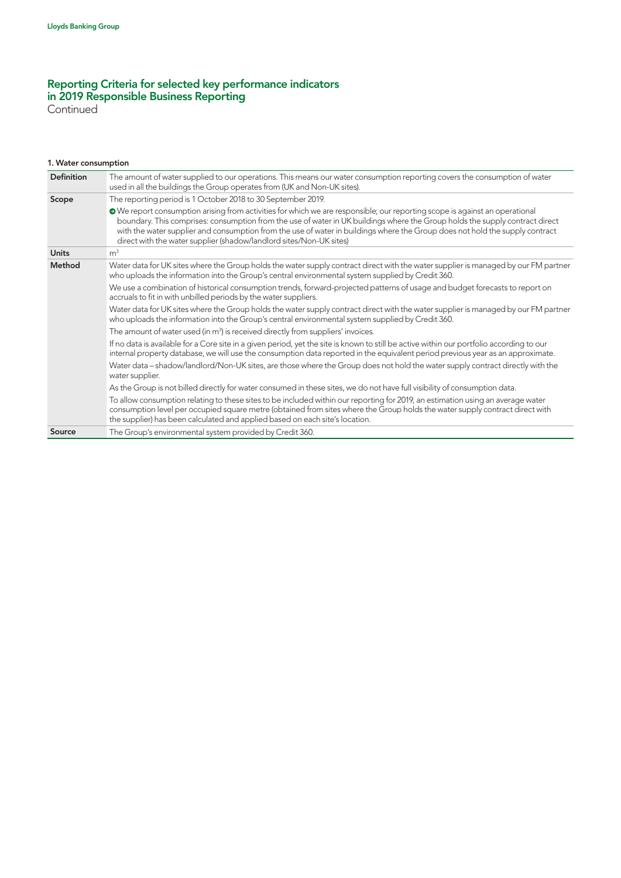## Reporting Criteria for selected key performance indicators in 2019 Responsible Business Reporting
Continued

### 1. Water consumption

| | |
|---|---|
| **Definition** | The amount of water supplied to our operations. This means our water consumption reporting covers the consumption of water used in all the buildings the Group operates from (UK and Non-UK sites). |
| **Scope** | The reporting period is 1 October 2018 to 30 September 2019.<br><br>➔ We report consumption arising from activities for which we are responsible; our reporting scope is against an operational boundary. This comprises: consumption from the use of water in UK buildings where the Group holds the supply contract direct with the water supplier and consumption from the use of water in buildings where the Group does not hold the supply contract direct with the water supplier (shadow/landlord sites/Non-UK sites) |
| **Units** | $m^3$ |
| **Method** | Water data for UK sites where the Group holds the water supply contract direct with the water supplier is managed by our FM partner who uploads the information into the Group's central environmental system supplied by Credit 360.<br><br>We use a combination of historical consumption trends, forward-projected patterns of usage and budget forecasts to report on accruals to fit in with unbilled periods by the water suppliers.<br><br>Water data for UK sites where the Group holds the water supply contract direct with the water supplier is managed by our FM partner who uploads the information into the Group's central environmental system supplied by Credit 360.<br><br>The amount of water used (in $m^3$) is received directly from suppliers' invoices.<br><br>If no data is available for a Core site in a given period, yet the site is known to still be active within our portfolio according to our internal property database, we will use the consumption data reported in the equivalent period previous year as an approximate.<br><br>Water data – shadow/landlord/Non-UK sites, are those where the Group does not hold the water supply contract directly with the water supplier.<br><br>As the Group is not billed directly for water consumed in these sites, we do not have full visibility of consumption data.<br><br>To allow consumption relating to these sites to be included within our reporting for 2019, an estimation using an average water consumption level per occupied square metre (obtained from sites where the Group holds the water supply contract direct with the supplier) has been calculated and applied based on each site's location. |
| **Source** | The Group's environmental system provided by Credit 360. |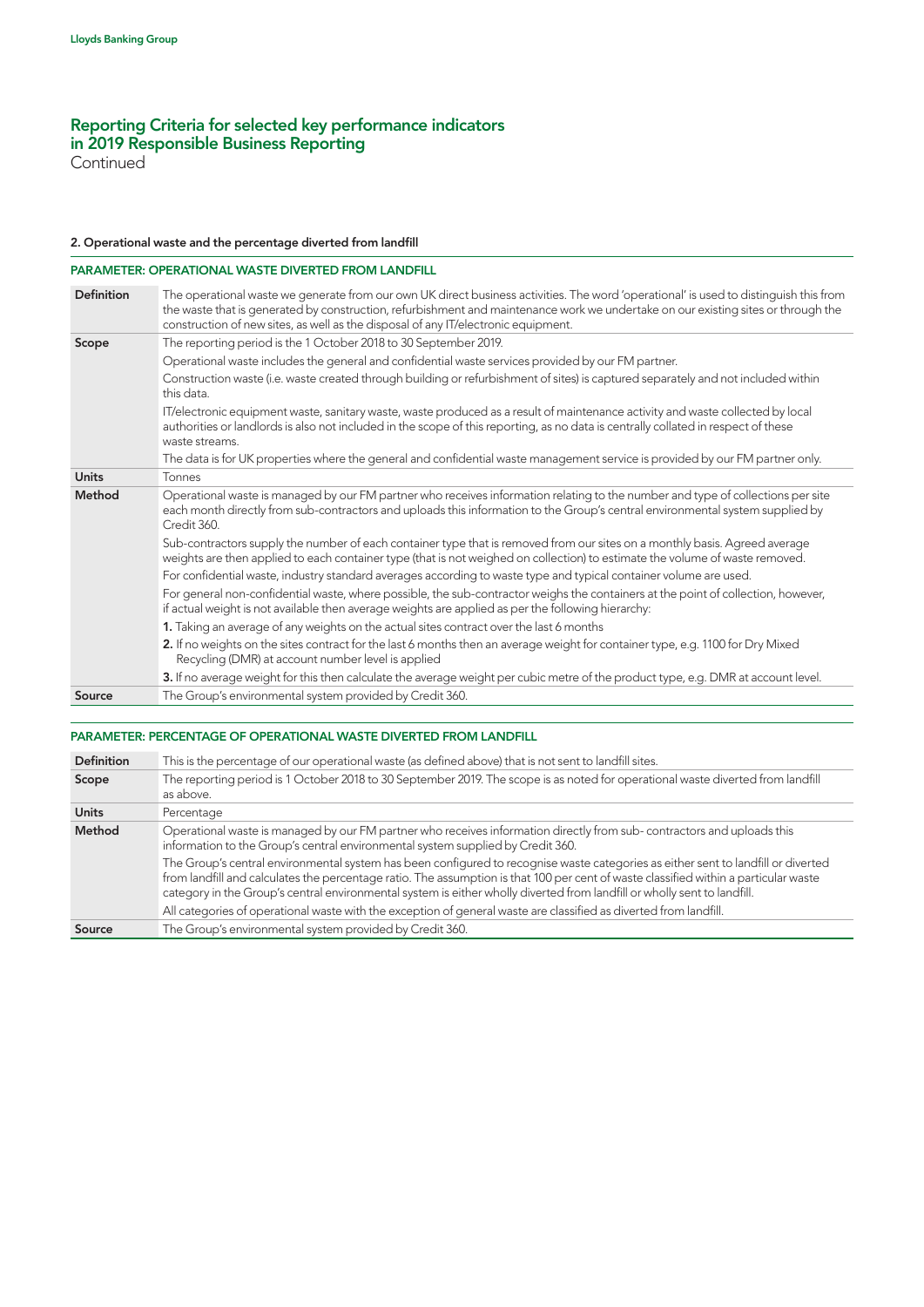## Reporting Criteria for selected key performance indicators in 2019 Responsible Business Reporting
Continued

### 2. Operational waste and the percentage diverted from landfill

#### PARAMETER: OPERATIONAL WASTE DIVERTED FROM LANDFILL

| | |
|---|---|
| **Definition** | The operational waste we generate from our own UK direct business activities. The word 'operational' is used to distinguish this from the waste that is generated by construction, refurbishment and maintenance work we undertake on our existing sites or through the construction of new sites, as well as the disposal of any IT/electronic equipment. |
| **Scope** | The reporting period is the 1 October 2018 to 30 September 2019.<br>Operational waste includes the general and confidential waste services provided by our FM partner.<br>Construction waste (i.e. waste created through building or refurbishment of sites) is captured separately and not included within this data.<br>IT/electronic equipment waste, sanitary waste, waste produced as a result of maintenance activity and waste collected by local authorities or landlords is also not included in the scope of this reporting, as no data is centrally collated in respect of these waste streams.<br>The data is for UK properties where the general and confidential waste management service is provided by our FM partner only. |
| **Units** | Tonnes |
| **Method** | Operational waste is managed by our FM partner who receives information relating to the number and type of collections per site each month directly from sub-contractors and uploads this information to the Group's central environmental system supplied by Credit 360.<br>Sub-contractors supply the number of each container type that is removed from our sites on a monthly basis. Agreed average weights are then applied to each container type (that is not weighed on collection) to estimate the volume of waste removed.<br>For confidential waste, industry standard averages according to waste type and typical container volume are used.<br>For general non-confidential waste, where possible, the sub-contractor weighs the containers at the point of collection, however, if actual weight is not available then average weights are applied as per the following hierarchy:<br>**1.** Taking an average of any weights on the actual sites contract over the last 6 months<br>**2.** If no weights on the sites contract for the last 6 months then an average weight for container type, e.g. 1100 for Dry Mixed Recycling (DMR) at account number level is applied<br>**3.** If no average weight for this then calculate the average weight per cubic metre of the product type, e.g. DMR at account level. |
| **Source** | The Group's environmental system provided by Credit 360. |

#### PARAMETER: PERCENTAGE OF OPERATIONAL WASTE DIVERTED FROM LANDFILL

| | |
|---|---|
| **Definition** | This is the percentage of our operational waste (as defined above) that is not sent to landfill sites. |
| **Scope** | The reporting period is 1 October 2018 to 30 September 2019. The scope is as noted for operational waste diverted from landfill as above. |
| **Units** | Percentage |
| **Method** | Operational waste is managed by our FM partner who receives information directly from sub- contractors and uploads this information to the Group's central environmental system supplied by Credit 360.<br>The Group's central environmental system has been configured to recognise waste categories as either sent to landfill or diverted from landfill and calculates the percentage ratio. The assumption is that 100 per cent of waste classified within a particular waste category in the Group's central environmental system is either wholly diverted from landfill or wholly sent to landfill.<br>All categories of operational waste with the exception of general waste are classified as diverted from landfill. |
| **Source** | The Group's environmental system provided by Credit 360. |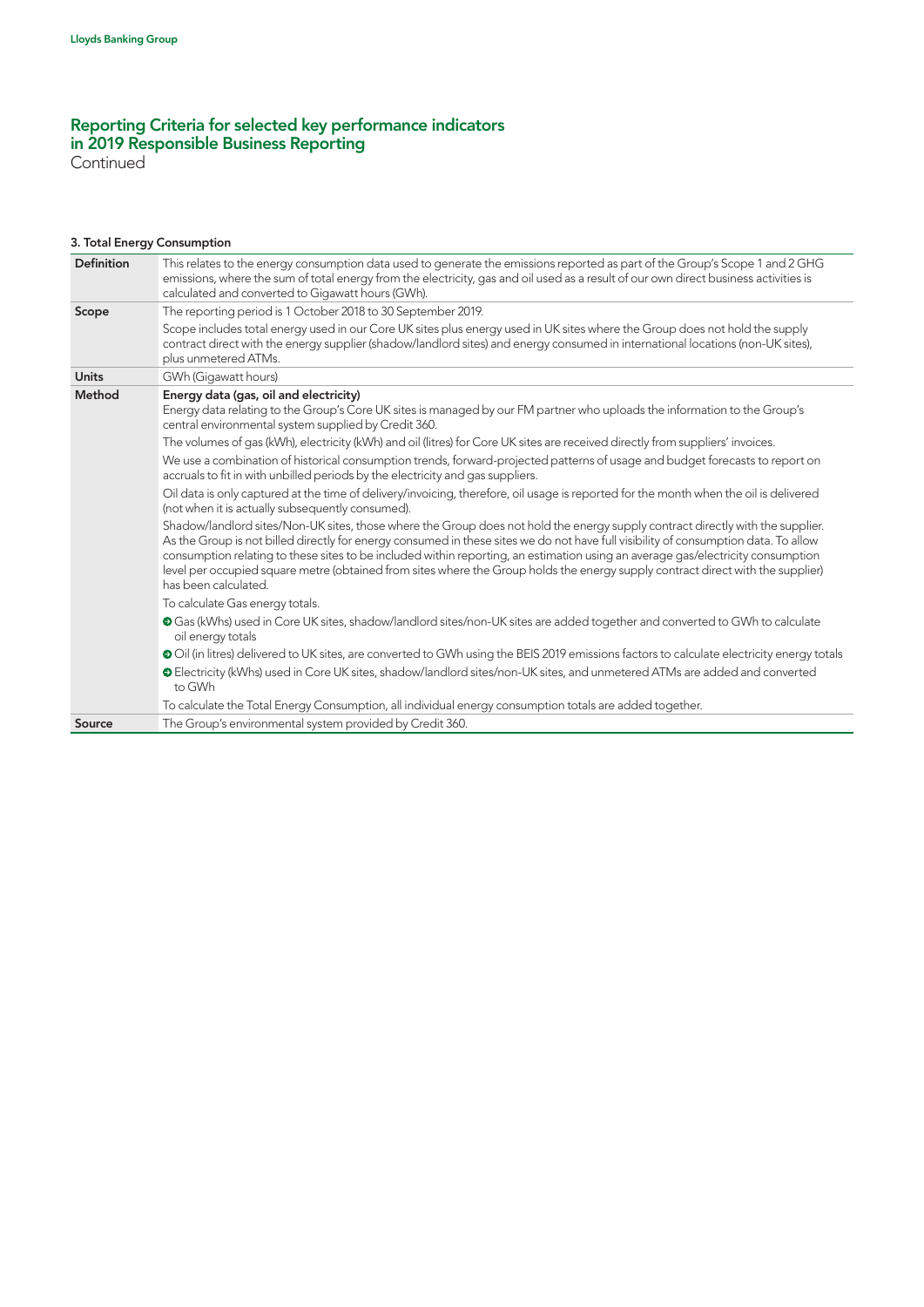Lloyds Banking Group

## Reporting Criteria for selected key performance indicators in 2019 Responsible Business Reporting

Continued

### 3. Total Energy Consumption

| | |
|---|---|
| **Definition** | This relates to the energy consumption data used to generate the emissions reported as part of the Group's Scope 1 and 2 GHG emissions, where the sum of total energy from the electricity, gas and oil used as a result of our own direct business activities is calculated and converted to Gigawatt hours (GWh). |
| **Scope** | The reporting period is 1 October 2018 to 30 September 2019.<br><br>Scope includes total energy used in our Core UK sites plus energy used in UK sites where the Group does not hold the supply contract direct with the energy supplier (shadow/landlord sites) and energy consumed in international locations (non-UK sites), plus unmetered ATMs. |
| **Units** | GWh (Gigawatt hours) |
| **Method** | **Energy data (gas, oil and electricity)**<br>Energy data relating to the Group's Core UK sites is managed by our FM partner who uploads the information to the Group's central environmental system supplied by Credit 360.<br><br>The volumes of gas (kWh), electricity (kWh) and oil (litres) for Core UK sites are received directly from suppliers' invoices.<br><br>We use a combination of historical consumption trends, forward-projected patterns of usage and budget forecasts to report on accruals to fit in with unbilled periods by the electricity and gas suppliers.<br><br>Oil data is only captured at the time of delivery/invoicing, therefore, oil usage is reported for the month when the oil is delivered (not when it is actually subsequently consumed).<br><br>Shadow/landlord sites/Non-UK sites, those where the Group does not hold the energy supply contract directly with the supplier. As the Group is not billed directly for energy consumed in these sites we do not have full visibility of consumption data. To allow consumption relating to these sites to be included within reporting, an estimation using an average gas/electricity consumption level per occupied square metre (obtained from sites where the Group holds the energy supply contract direct with the supplier) has been calculated.<br><br>To calculate Gas energy totals.<br><br>- Gas (kWhs) used in Core UK sites, shadow/landlord sites/non-UK sites are added together and converted to GWh to calculate oil energy totals<br>- Oil (in litres) delivered to UK sites, are converted to GWh using the BEIS 2019 emissions factors to calculate electricity energy totals<br>- Electricity (kWhs) used in Core UK sites, shadow/landlord sites/non-UK sites, and unmetered ATMs are added and converted to GWh<br><br>To calculate the Total Energy Consumption, all individual energy consumption totals are added together. |
| **Source** | The Group's environmental system provided by Credit 360. |